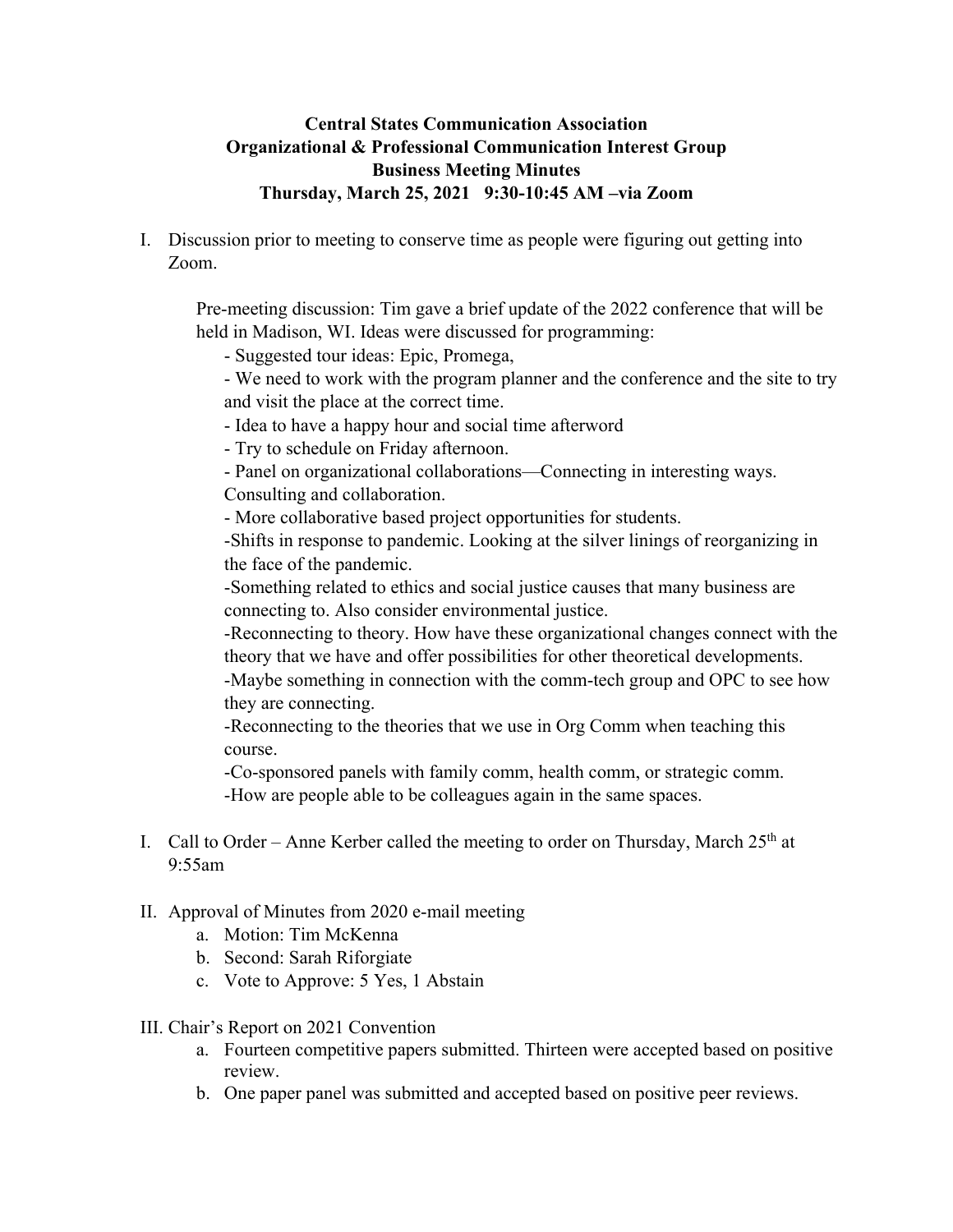**Central States Communication Association**
**Organizational & Professional Communication Interest Group**
**Business Meeting Minutes**
**Thursday, March 25, 2021 9:30-10:45 AM –via Zoom**

I. Discussion prior to meeting to conserve time as people were figuring out getting into Zoom.

   Pre-meeting discussion: Tim gave a brief update of the 2022 conference that will be held in Madison, WI. Ideas were discussed for programming:

   - Suggested tour ideas: Epic, Promega,
   - We need to work with the program planner and the conference and the site to try and visit the place at the correct time.
   - Idea to have a happy hour and social time afterword
   - Try to schedule on Friday afternoon.
   - Panel on organizational collaborations—Connecting in interesting ways. Consulting and collaboration.
   - More collaborative based project opportunities for students.
   - Shifts in response to pandemic. Looking at the silver linings of reorganizing in the face of the pandemic.
   - Something related to ethics and social justice causes that many business are connecting to. Also consider environmental justice.
   - Reconnecting to theory. How have these organizational changes connect with the theory that we have and offer possibilities for other theoretical developments.
   - Maybe something in connection with the comm-tech group and OPC to see how they are connecting.
   - Reconnecting to the theories that we use in Org Comm when teaching this course.
   - Co-sponsored panels with family comm, health comm, or strategic comm.
   - How are people able to be colleagues again in the same spaces.

I. Call to Order – Anne Kerber called the meeting to order on Thursday, March 25th at 9:55am

II. Approval of Minutes from 2020 e-mail meeting
   a. Motion: Tim McKenna
   b. Second: Sarah Riforgiate
   c. Vote to Approve: 5 Yes, 1 Abstain

III. Chair's Report on 2021 Convention
   a. Fourteen competitive papers submitted. Thirteen were accepted based on positive review.
   b. One paper panel was submitted and accepted based on positive peer reviews.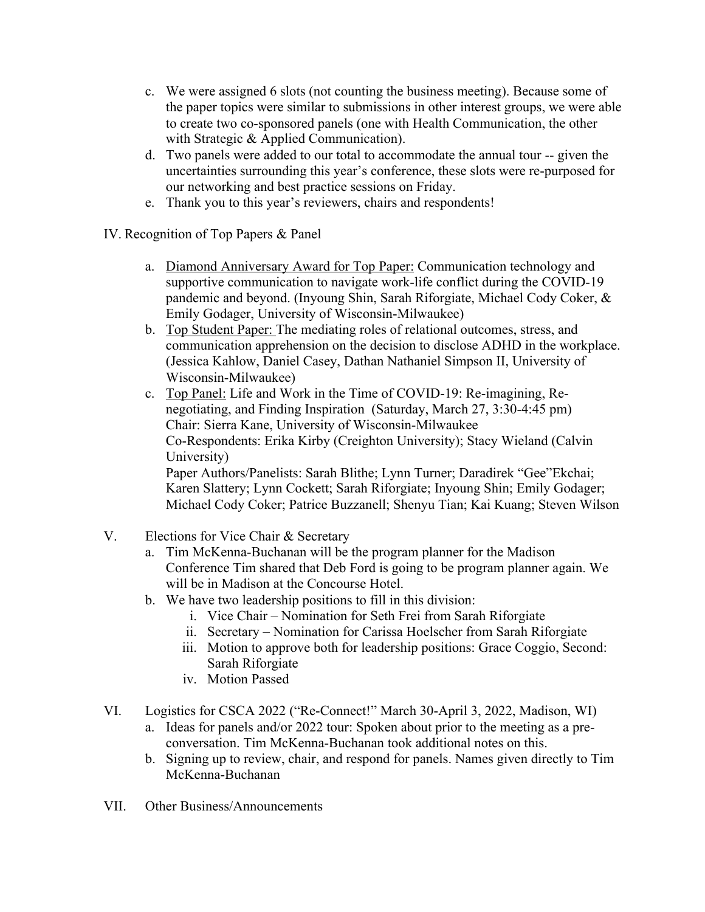c. We were assigned 6 slots (not counting the business meeting). Because some of the paper topics were similar to submissions in other interest groups, we were able to create two co-sponsored panels (one with Health Communication, the other with Strategic & Applied Communication).
d. Two panels were added to our total to accommodate the annual tour -- given the uncertainties surrounding this year's conference, these slots were re-purposed for our networking and best practice sessions on Friday.
e. Thank you to this year's reviewers, chairs and respondents!

IV. Recognition of Top Papers & Panel

a. Diamond Anniversary Award for Top Paper: Communication technology and supportive communication to navigate work-life conflict during the COVID-19 pandemic and beyond. (Inyoung Shin, Sarah Riforgiate, Michael Cody Coker, & Emily Godager, University of Wisconsin-Milwaukee)
b. Top Student Paper: The mediating roles of relational outcomes, stress, and communication apprehension on the decision to disclose ADHD in the workplace. (Jessica Kahlow, Daniel Casey, Dathan Nathaniel Simpson II, University of Wisconsin-Milwaukee)
c. Top Panel: Life and Work in the Time of COVID-19: Re-imagining, Re-negotiating, and Finding Inspiration (Saturday, March 27, 3:30-4:45 pm)
Chair: Sierra Kane, University of Wisconsin-Milwaukee
Co-Respondents: Erika Kirby (Creighton University); Stacy Wieland (Calvin University)
Paper Authors/Panelists: Sarah Blithe; Lynn Turner; Daradirek "Gee"Ekchai; Karen Slattery; Lynn Cockett; Sarah Riforgiate; Inyoung Shin; Emily Godager; Michael Cody Coker; Patrice Buzzanell; Shenyu Tian; Kai Kuang; Steven Wilson

V. Elections for Vice Chair & Secretary
a. Tim McKenna-Buchanan will be the program planner for the Madison Conference Tim shared that Deb Ford is going to be program planner again. We will be in Madison at the Concourse Hotel.
b. We have two leadership positions to fill in this division:
i. Vice Chair – Nomination for Seth Frei from Sarah Riforgiate
ii. Secretary – Nomination for Carissa Hoelscher from Sarah Riforgiate
iii. Motion to approve both for leadership positions: Grace Coggio, Second: Sarah Riforgiate
iv. Motion Passed

VI. Logistics for CSCA 2022 ("Re-Connect!" March 30-April 3, 2022, Madison, WI)
a. Ideas for panels and/or 2022 tour: Spoken about prior to the meeting as a pre-conversation. Tim McKenna-Buchanan took additional notes on this.
b. Signing up to review, chair, and respond for panels. Names given directly to Tim McKenna-Buchanan

VII. Other Business/Announcements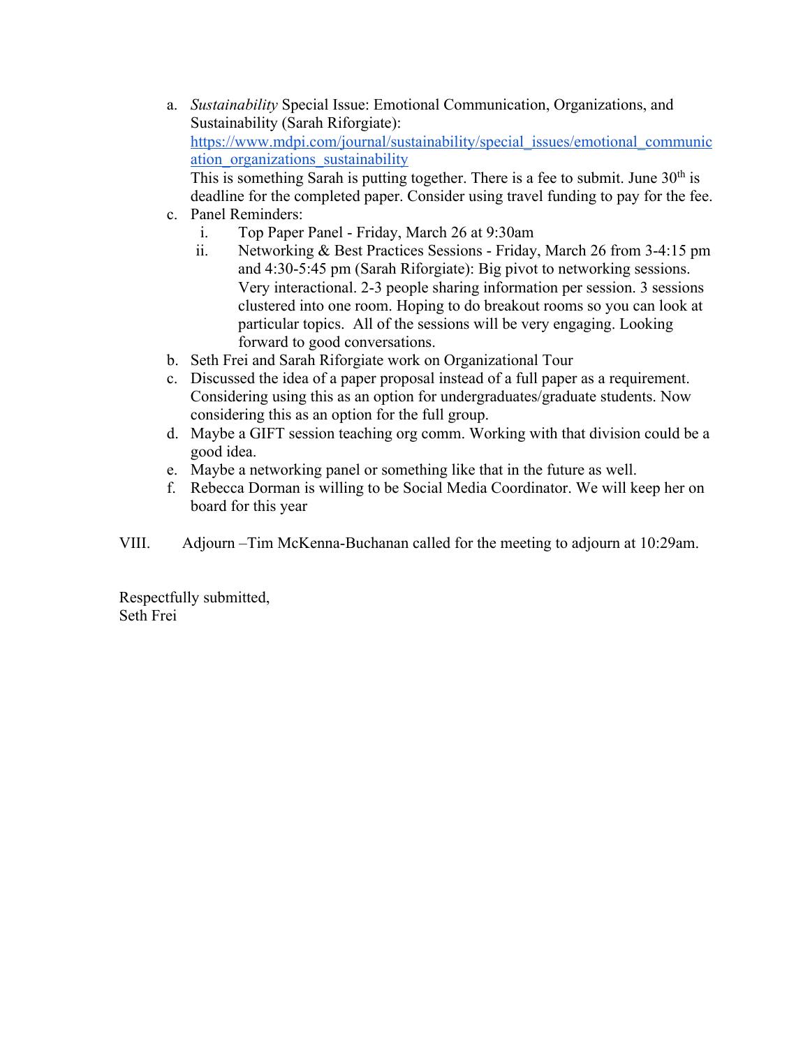a. *Sustainability* Special Issue: Emotional Communication, Organizations, and Sustainability (Sarah Riforgiate): https://www.mdpi.com/journal/sustainability/special_issues/emotional_communication_organizations_sustainability
   This is something Sarah is putting together. There is a fee to submit. June 30th is deadline for the completed paper. Consider using travel funding to pay for the fee.

c. Panel Reminders:
   i. Top Paper Panel - Friday, March 26 at 9:30am
   ii. Networking & Best Practices Sessions - Friday, March 26 from 3-4:15 pm and 4:30-5:45 pm (Sarah Riforgiate): Big pivot to networking sessions. Very interactional. 2-3 people sharing information per session. 3 sessions clustered into one room. Hoping to do breakout rooms so you can look at particular topics. All of the sessions will be very engaging. Looking forward to good conversations.

b. Seth Frei and Sarah Riforgiate work on Organizational Tour

c. Discussed the idea of a paper proposal instead of a full paper as a requirement. Considering using this as an option for undergraduates/graduate students. Now considering this as an option for the full group.

d. Maybe a GIFT session teaching org comm. Working with that division could be a good idea.

e. Maybe a networking panel or something like that in the future as well.

f. Rebecca Dorman is willing to be Social Media Coordinator. We will keep her on board for this year

VIII. Adjourn –Tim McKenna-Buchanan called for the meeting to adjourn at 10:29am.

Respectfully submitted,
Seth Frei